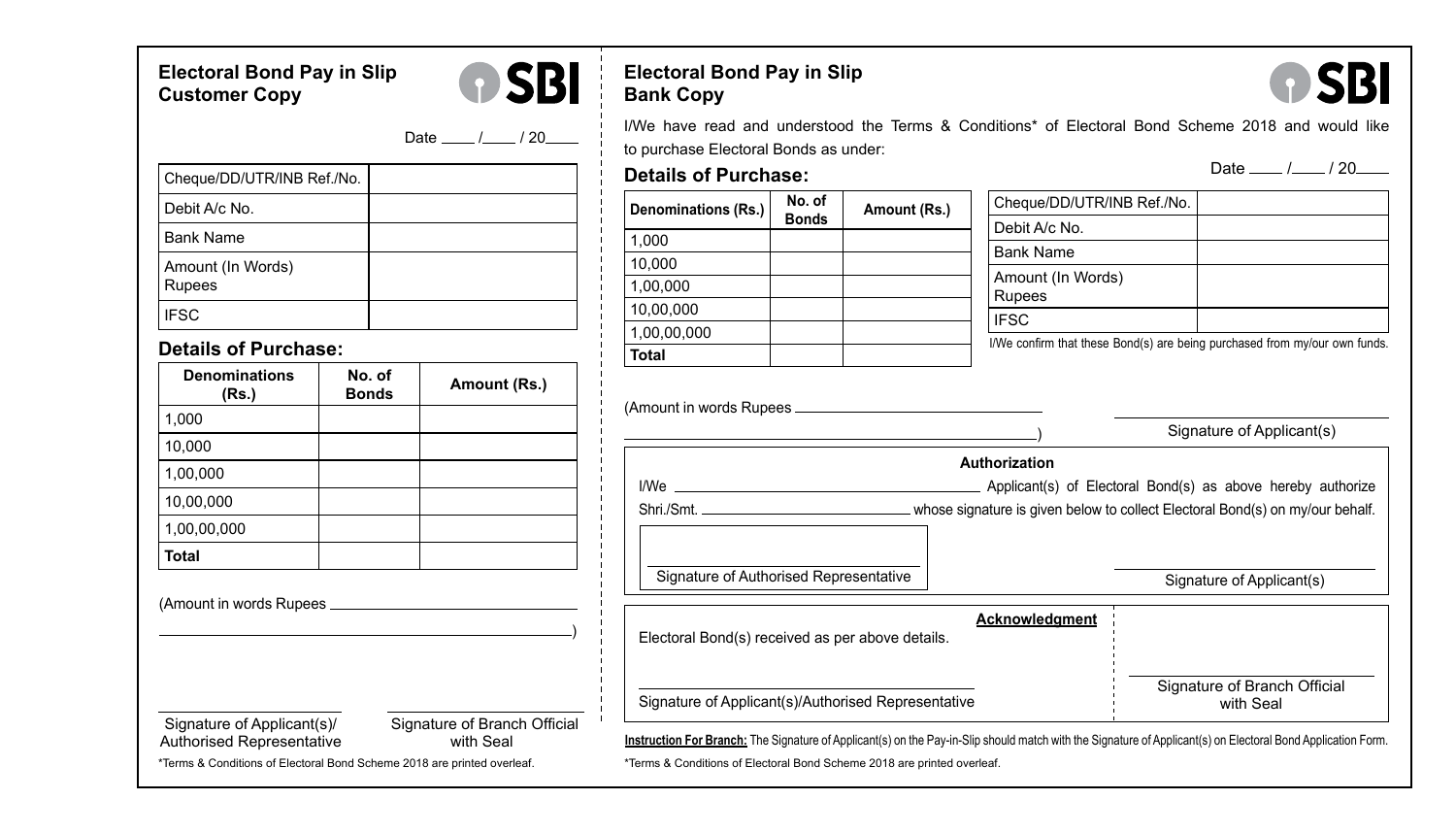## Electoral Bond Pay in Slip Customer Copy

SBI

Date \_\_\_\_ /\_\_\_\_ / 20\_\_\_\_

| Cheque/DD/UTR/INB Ref./No. | |
|---|---|
| Debit A/c No. | |
| Bank Name | |
| Amount (In Words) Rupees | |
| IFSC | |

### Details of Purchase:

| Denominations (Rs.) | No. of Bonds | Amount (Rs.) |
|---|---|---|
| 1,000 | | |
| 10,000 | | |
| 1,00,000 | | |
| 10,00,000 | | |
| 1,00,00,000 | | |
| **Total** | | |

(Amount in words Rupees \_\_\_\_\_\_\_\_\_\_\_\_\_\_\_\_\_\_\_\_\_\_\_\_\_\_\_\_\_\_\_\_\_\_\_\_\_\_\_\_\_\_\_\_\_\_\_\_\_\_\_\_\_\_)

Signature of Applicant(s)/ Authorised Representative

Signature of Branch Official with Seal

*Terms & Conditions of Electoral Bond Scheme 2018 are printed overleaf.

## Electoral Bond Pay in Slip Bank Copy

SBI

I/We have read and understood the Terms & Conditions* of Electoral Bond Scheme 2018 and would like to purchase Electoral Bonds as under:

Date \_\_\_\_ /\_\_\_\_ / 20\_\_\_\_

### Details of Purchase:

| Denominations (Rs.) | No. of Bonds | Amount (Rs.) |
|---|---|---|
| 1,000 | | |
| 10,000 | | |
| 1,00,000 | | |
| 10,00,000 | | |
| 1,00,00,000 | | |
| **Total** | | |

| Cheque/DD/UTR/INB Ref./No. | |
|---|---|
| Debit A/c No. | |
| Bank Name | |
| Amount (In Words) Rupees | |
| IFSC | |

I/We confirm that these Bond(s) are being purchased from my/our own funds.

(Amount in words Rupees \_\_\_\_\_\_\_\_\_\_\_\_\_\_\_\_\_\_\_\_\_\_\_\_\_\_\_\_\_\_\_\_\_\_\_\_\_\_\_\_\_\_\_\_\_\_\_\_\_\_\_\_\_\_)

Signature of Applicant(s)

**Authorization**

I/We \_\_\_\_\_\_\_\_\_\_\_\_\_\_\_\_\_\_\_\_\_\_\_\_\_\_\_\_\_\_\_\_ Applicant(s) of Electoral Bond(s) as above hereby authorize Shri./Smt. \_\_\_\_\_\_\_\_\_\_\_\_\_\_\_\_\_\_\_\_\_\_\_\_ whose signature is given below to collect Electoral Bond(s) on my/our behalf.

Signature of Authorised Representative

Signature of Applicant(s)

**Acknowledgment**

Electoral Bond(s) received as per above details.

Signature of Applicant(s)/Authorised Representative

Signature of Branch Official with Seal

**Instruction For Branch:** The Signature of Applicant(s) on the Pay-in-Slip should match with the Signature of Applicant(s) on Electoral Bond Application Form.

*Terms & Conditions of Electoral Bond Scheme 2018 are printed overleaf.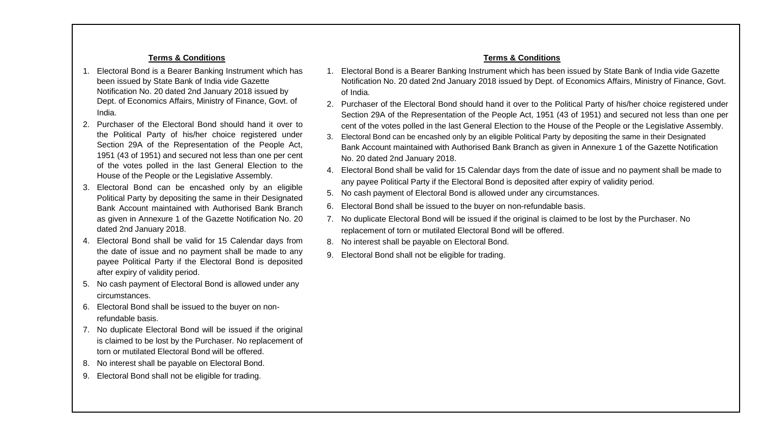**Terms & Conditions**

1. Electoral Bond is a Bearer Banking Instrument which has been issued by State Bank of India vide Gazette Notification No. 20 dated 2nd January 2018 issued by Dept. of Economics Affairs, Ministry of Finance, Govt. of India.
2. Purchaser of the Electoral Bond should hand it over to the Political Party of his/her choice registered under Section 29A of the Representation of the People Act, 1951 (43 of 1951) and secured not less than one per cent of the votes polled in the last General Election to the House of the People or the Legislative Assembly.
3. Electoral Bond can be encashed only by an eligible Political Party by depositing the same in their Designated Bank Account maintained with Authorised Bank Branch as given in Annexure 1 of the Gazette Notification No. 20 dated 2nd January 2018.
4. Electoral Bond shall be valid for 15 Calendar days from the date of issue and no payment shall be made to any payee Political Party if the Electoral Bond is deposited after expiry of validity period.
5. No cash payment of Electoral Bond is allowed under any circumstances.
6. Electoral Bond shall be issued to the buyer on non-refundable basis.
7. No duplicate Electoral Bond will be issued if the original is claimed to be lost by the Purchaser. No replacement of torn or mutilated Electoral Bond will be offered.
8. No interest shall be payable on Electoral Bond.
9. Electoral Bond shall not be eligible for trading.

**Terms & Conditions**

1. Electoral Bond is a Bearer Banking Instrument which has been issued by State Bank of India vide Gazette Notification No. 20 dated 2nd January 2018 issued by Dept. of Economics Affairs, Ministry of Finance, Govt. of India.
2. Purchaser of the Electoral Bond should hand it over to the Political Party of his/her choice registered under Section 29A of the Representation of the People Act, 1951 (43 of 1951) and secured not less than one per cent of the votes polled in the last General Election to the House of the People or the Legislative Assembly.
3. Electoral Bond can be encashed only by an eligible Political Party by depositing the same in their Designated Bank Account maintained with Authorised Bank Branch as given in Annexure 1 of the Gazette Notification No. 20 dated 2nd January 2018.
4. Electoral Bond shall be valid for 15 Calendar days from the date of issue and no payment shall be made to any payee Political Party if the Electoral Bond is deposited after expiry of validity period.
5. No cash payment of Electoral Bond is allowed under any circumstances.
6. Electoral Bond shall be issued to the buyer on non-refundable basis.
7. No duplicate Electoral Bond will be issued if the original is claimed to be lost by the Purchaser. No replacement of torn or mutilated Electoral Bond will be offered.
8. No interest shall be payable on Electoral Bond.
9. Electoral Bond shall not be eligible for trading.